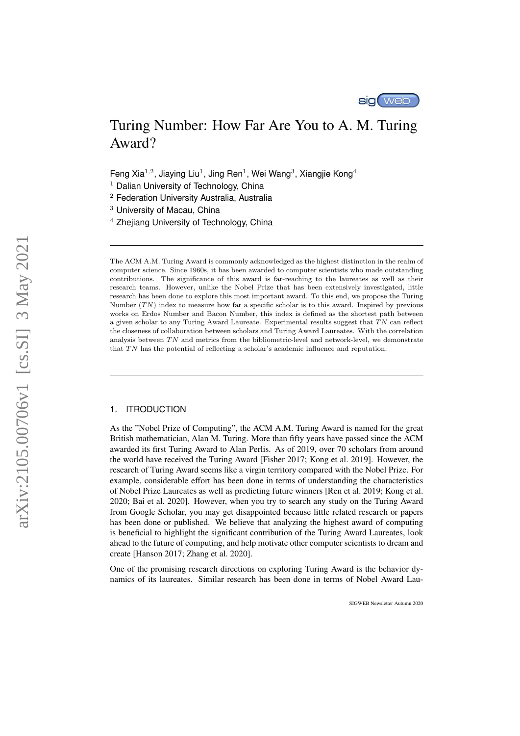# Turing Number: How Far Are You to A. M. Turing Award?

Feng Xia[1,2], Jiaying Liu[1], Jing Ren[1], Wei Wang[3], Xiangjie Kong[4]

[1] Dalian University of Technology, China
[2] Federation University Australia, Australia
[3] University of Macau, China
[4] Zhejiang University of Technology, China

The ACM A.M. Turing Award is commonly acknowledged as the highest distinction in the realm of computer science. Since 1960s, it has been awarded to computer scientists who made outstanding contributions. The significance of this award is far-reaching to the laureates as well as their research teams. However, unlike the Nobel Prize that has been extensively investigated, little research has been done to explore this most important award. To this end, we propose the Turing Number ($TN$) index to measure how far a specific scholar is to this award. Inspired by previous works on Erdos Number and Bacon Number, this index is defined as the shortest path between a given scholar to any Turing Award Laureate. Experimental results suggest that $TN$ can reflect the closeness of collaboration between scholars and Turing Award Laureates. With the correlation analysis between $TN$ and metrics from the bibliometric-level and network-level, we demonstrate that $TN$ has the potential of reflecting a scholar's academic influence and reputation.

## 1. ITRODUCTION

As the "Nobel Prize of Computing", the ACM A.M. Turing Award is named for the great British mathematician, Alan M. Turing. More than fifty years have passed since the ACM awarded its first Turing Award to Alan Perlis. As of 2019, over 70 scholars from around the world have received the Turing Award [Fisher 2017; Kong et al. 2019]. However, the research of Turing Award seems like a virgin territory compared with the Nobel Prize. For example, considerable effort has been done in terms of understanding the characteristics of Nobel Prize Laureates as well as predicting future winners [Ren et al. 2019; Kong et al. 2020; Bai et al. 2020]. However, when you try to search any study on the Turing Award from Google Scholar, you may get disappointed because little related research or papers has been done or published. We believe that analyzing the highest award of computing is beneficial to highlight the significant contribution of the Turing Award Laureates, look ahead to the future of computing, and help motivate other computer scientists to dream and create [Hanson 2017; Zhang et al. 2020].

One of the promising research directions on exploring Turing Award is the behavior dynamics of its laureates. Similar research has been done in terms of Nobel Award Lau-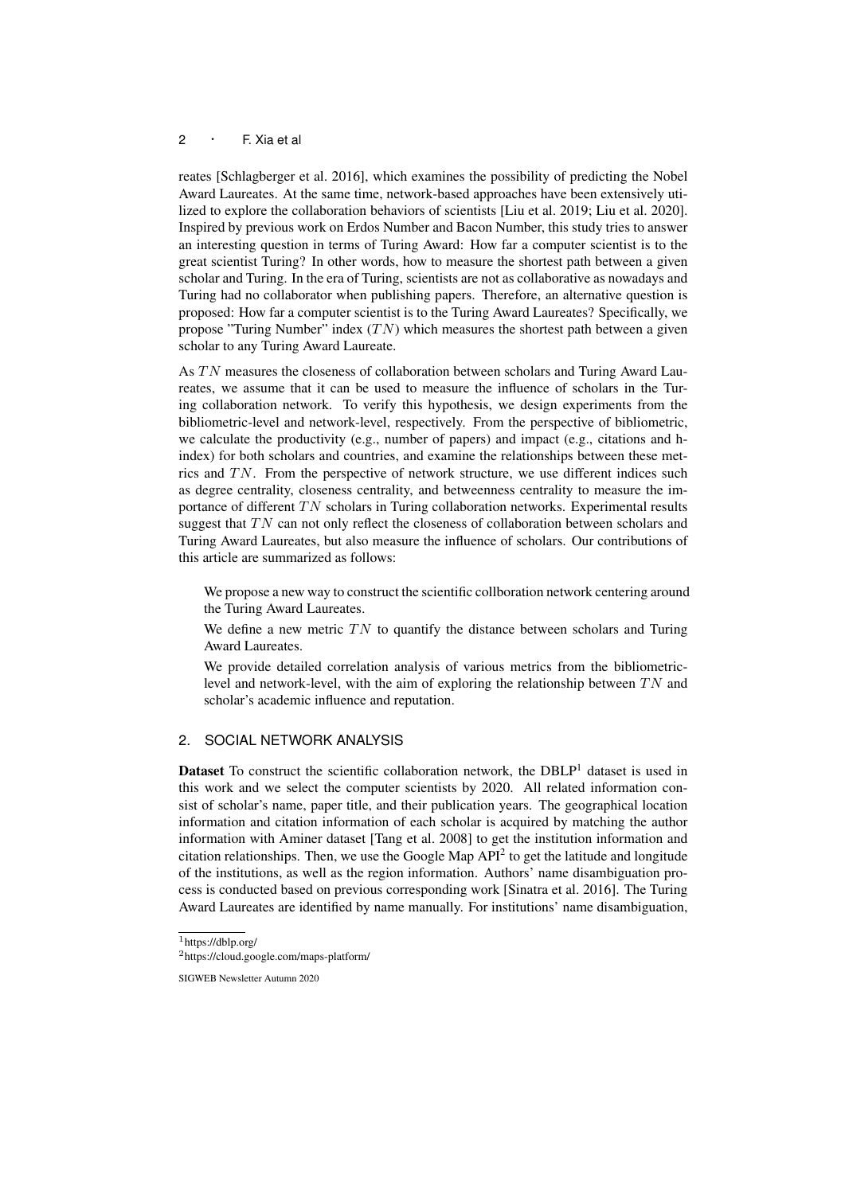reates [Schlagberger et al. 2016], which examines the possibility of predicting the Nobel Award Laureates. At the same time, network-based approaches have been extensively utilized to explore the collaboration behaviors of scientists [Liu et al. 2019; Liu et al. 2020]. Inspired by previous work on Erdos Number and Bacon Number, this study tries to answer an interesting question in terms of Turing Award: How far a computer scientist is to the great scientist Turing? In other words, how to measure the shortest path between a given scholar and Turing. In the era of Turing, scientists are not as collaborative as nowadays and Turing had no collaborator when publishing papers. Therefore, an alternative question is proposed: How far a computer scientist is to the Turing Award Laureates? Specifically, we propose "Turing Number" index ($TN$) which measures the shortest path between a given scholar to any Turing Award Laureate.

As $TN$ measures the closeness of collaboration between scholars and Turing Award Laureates, we assume that it can be used to measure the influence of scholars in the Turing collaboration network. To verify this hypothesis, we design experiments from the bibliometric-level and network-level, respectively. From the perspective of bibliometric, we calculate the productivity (e.g., number of papers) and impact (e.g., citations and h-index) for both scholars and countries, and examine the relationships between these metrics and $TN$. From the perspective of network structure, we use different indices such as degree centrality, closeness centrality, and betweenness centrality to measure the importance of different $TN$ scholars in Turing collaboration networks. Experimental results suggest that $TN$ can not only reflect the closeness of collaboration between scholars and Turing Award Laureates, but also measure the influence of scholars. Our contributions of this article are summarized as follows:

- We propose a new way to construct the scientific collboration network centering around the Turing Award Laureates.
- We define a new metric $TN$ to quantify the distance between scholars and Turing Award Laureates.
- We provide detailed correlation analysis of various metrics from the bibliometric-level and network-level, with the aim of exploring the relationship between $TN$ and scholar's academic influence and reputation.

## 2. SOCIAL NETWORK ANALYSIS

**Dataset** To construct the scientific collaboration network, the DBLP[1] dataset is used in this work and we select the computer scientists by 2020. All related information consist of scholar's name, paper title, and their publication years. The geographical location information and citation information of each scholar is acquired by matching the author information with Aminer dataset [Tang et al. 2008] to get the institution information and citation relationships. Then, we use the Google Map API[2] to get the latitude and longitude of the institutions, as well as the region information. Authors' name disambiguation process is conducted based on previous corresponding work [Sinatra et al. 2016]. The Turing Award Laureates are identified by name manually. For institutions' name disambiguation,

[1] https://dblp.org/

[2] https://cloud.google.com/maps-platform/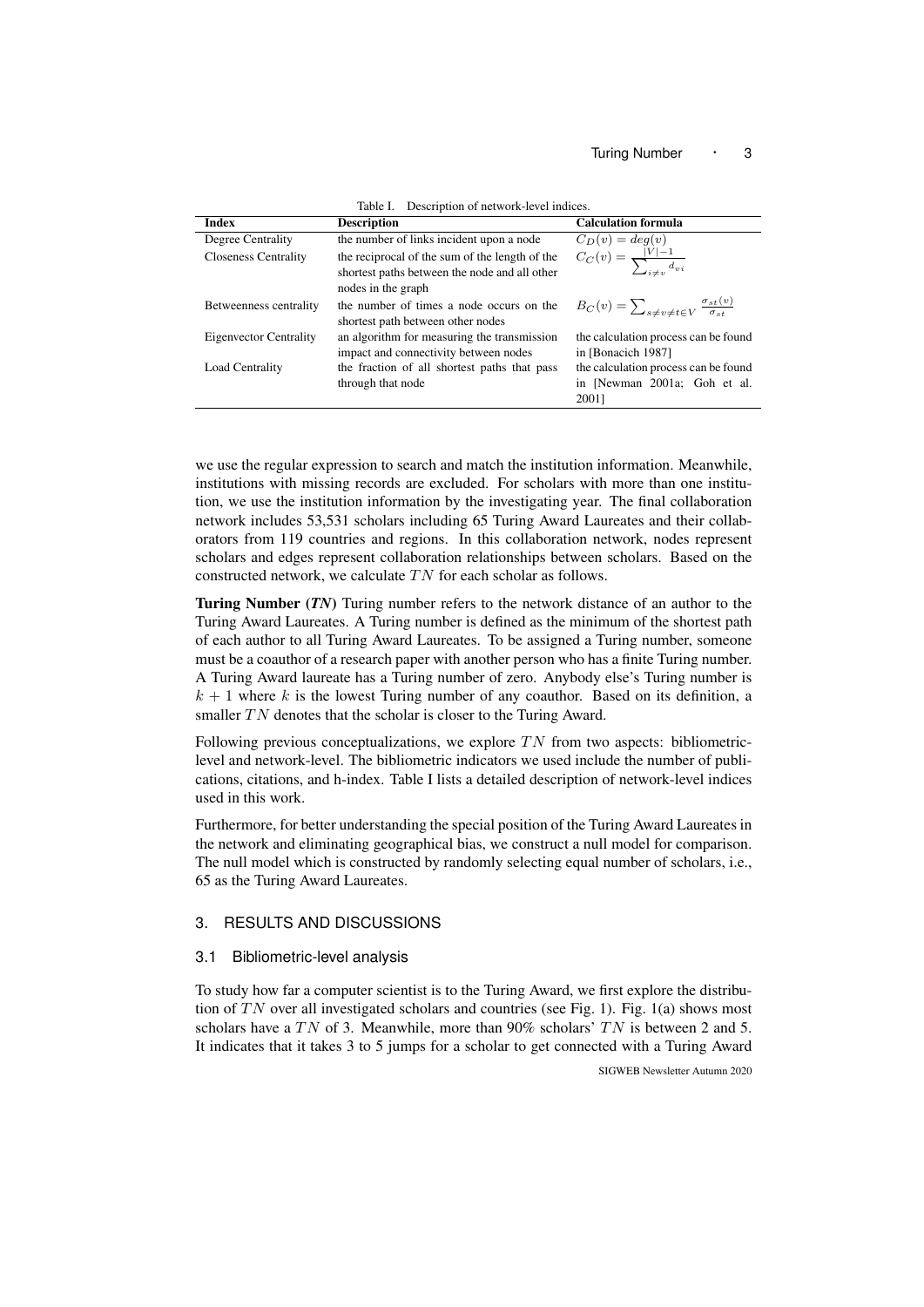Table I. Description of network-level indices.

| Index | Description | Calculation formula |
|---|---|---|
| Degree Centrality | the number of links incident upon a node | $C_D(v) = deg(v)$ |
| Closeness Centrality | the reciprocal of the sum of the length of the shortest paths between the node and all other nodes in the graph | $C_C(v) = \frac{\lvert V\rvert - 1}{\sum_{i \neq v} d_{vi}}$ |
| Betweenness centrality | the number of times a node occurs on the shortest path between other nodes | $B_C(v) = \sum_{s \neq v \neq t \in V} \frac{\sigma_{st}(v)}{\sigma_{st}}$ |
| Eigenvector Centrality | an algorithm for measuring the transmission impact and connectivity between nodes | the calculation process can be found in [Bonacich 1987] |
| Load Centrality | the fraction of all shortest paths that pass through that node | the calculation process can be found in [Newman 2001a; Goh et al. 2001] |

we use the regular expression to search and match the institution information. Meanwhile, institutions with missing records are excluded. For scholars with more than one institution, we use the institution information by the investigating year. The final collaboration network includes 53,531 scholars including 65 Turing Award Laureates and their collaborators from 119 countries and regions. In this collaboration network, nodes represent scholars and edges represent collaboration relationships between scholars. Based on the constructed network, we calculate $TN$ for each scholar as follows.

**Turing Number (*TN*)** Turing number refers to the network distance of an author to the Turing Award Laureates. A Turing number is defined as the minimum of the shortest path of each author to all Turing Award Laureates. To be assigned a Turing number, someone must be a coauthor of a research paper with another person who has a finite Turing number. A Turing Award laureate has a Turing number of zero. Anybody else's Turing number is $k + 1$ where $k$ is the lowest Turing number of any coauthor. Based on its definition, a smaller $TN$ denotes that the scholar is closer to the Turing Award.

Following previous conceptualizations, we explore $TN$ from two aspects: bibliometric-level and network-level. The bibliometric indicators we used include the number of publications, citations, and h-index. Table I lists a detailed description of network-level indices used in this work.

Furthermore, for better understanding the special position of the Turing Award Laureates in the network and eliminating geographical bias, we construct a null model for comparison. The null model which is constructed by randomly selecting equal number of scholars, i.e., 65 as the Turing Award Laureates.

## 3. RESULTS AND DISCUSSIONS

### 3.1 Bibliometric-level analysis

To study how far a computer scientist is to the Turing Award, we first explore the distribution of $TN$ over all investigated scholars and countries (see Fig. 1). Fig. 1(a) shows most scholars have a $TN$ of 3. Meanwhile, more than 90% scholars' $TN$ is between 2 and 5. It indicates that it takes 3 to 5 jumps for a scholar to get connected with a Turing Award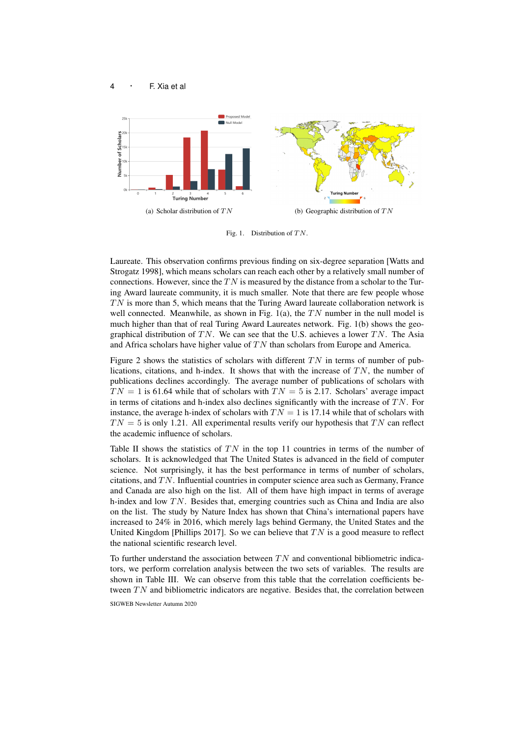(a) Scholar distribution of $TN$

(b) Geographic distribution of $TN$

Fig. 1. Distribution of $TN$.

Laureate. This observation confirms previous finding on six-degree separation [Watts and Strogatz 1998], which means scholars can reach each other by a relatively small number of connections. However, since the $TN$ is measured by the distance from a scholar to the Turing Award laureate community, it is much smaller. Note that there are few people whose $TN$ is more than 5, which means that the Turing Award laureate collaboration network is well connected. Meanwhile, as shown in Fig. 1(a), the $TN$ number in the null model is much higher than that of real Turing Award Laureates network. Fig. 1(b) shows the geographical distribution of $TN$. We can see that the U.S. achieves a lower $TN$. The Asia and Africa scholars have higher value of $TN$ than scholars from Europe and America.

Figure 2 shows the statistics of scholars with different $TN$ in terms of number of publications, citations, and h-index. It shows that with the increase of $TN$, the number of publications declines accordingly. The average number of publications of scholars with $TN = 1$ is 61.64 while that of scholars with $TN = 5$ is 2.17. Scholars' average impact in terms of citations and h-index also declines significantly with the increase of $TN$. For instance, the average h-index of scholars with $TN = 1$ is 17.14 while that of scholars with $TN = 5$ is only 1.21. All experimental results verify our hypothesis that $TN$ can reflect the academic influence of scholars.

Table II shows the statistics of $TN$ in the top 11 countries in terms of the number of scholars. It is acknowledged that The United States is advanced in the field of computer science. Not surprisingly, it has the best performance in terms of number of scholars, citations, and $TN$. Influential countries in computer science area such as Germany, France and Canada are also high on the list. All of them have high impact in terms of average h-index and low $TN$. Besides that, emerging countries such as China and India are also on the list. The study by Nature Index has shown that China's international papers have increased to 24% in 2016, which merely lags behind Germany, the United States and the United Kingdom [Phillips 2017]. So we can believe that $TN$ is a good measure to reflect the national scientific research level.

To further understand the association between $TN$ and conventional bibliometric indicators, we perform correlation analysis between the two sets of variables. The results are shown in Table III. We can observe from this table that the correlation coefficients between $TN$ and bibliometric indicators are negative. Besides that, the correlation between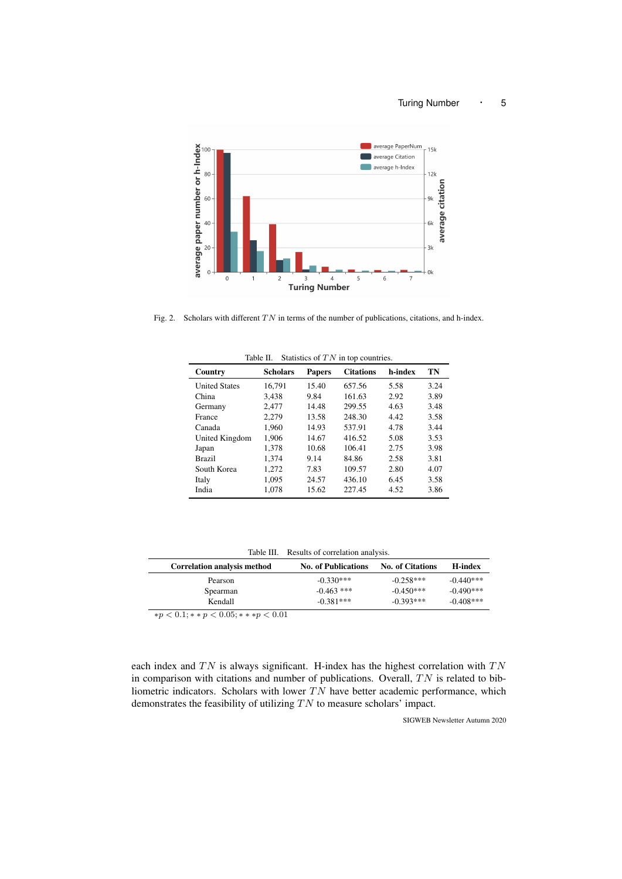Fig. 2. Scholars with different $TN$ in terms of the number of publications, citations, and h-index.

Table II. Statistics of $TN$ in top countries.

| Country | Scholars | Papers | Citations | h-index | TN |
|---|---|---|---|---|---|
| United States | 16,791 | 15.40 | 657.56 | 5.58 | 3.24 |
| China | 3,438 | 9.84 | 161.63 | 2.92 | 3.89 |
| Germany | 2,477 | 14.48 | 299.55 | 4.63 | 3.48 |
| France | 2,279 | 13.58 | 248.30 | 4.42 | 3.58 |
| Canada | 1,960 | 14.93 | 537.91 | 4.78 | 3.44 |
| United Kingdom | 1,906 | 14.67 | 416.52 | 5.08 | 3.53 |
| Japan | 1,378 | 10.68 | 106.41 | 2.75 | 3.98 |
| Brazil | 1,374 | 9.14 | 84.86 | 2.58 | 3.81 |
| South Korea | 1,272 | 7.83 | 109.57 | 2.80 | 4.07 |
| Italy | 1,095 | 24.57 | 436.10 | 6.45 | 3.58 |
| India | 1,078 | 15.62 | 227.45 | 4.52 | 3.86 |

Table III. Results of correlation analysis.

| Correlation analysis method | No. of Publications | No. of Citations | H-index |
|---|---|---|---|
| Pearson | -0.330*** | -0.258*** | -0.440*** |
| Spearman | -0.463 *** | -0.450*** | -0.490*** |
| Kendall | -0.381*** | -0.393*** | -0.408*** |

$*p < 0.1; **p < 0.05; ***p < 0.01$

each index and $TN$ is always significant. H-index has the highest correlation with $TN$ in comparison with citations and number of publications. Overall, $TN$ is related to bibliometric indicators. Scholars with lower $TN$ have better academic performance, which demonstrates the feasibility of utilizing $TN$ to measure scholars' impact.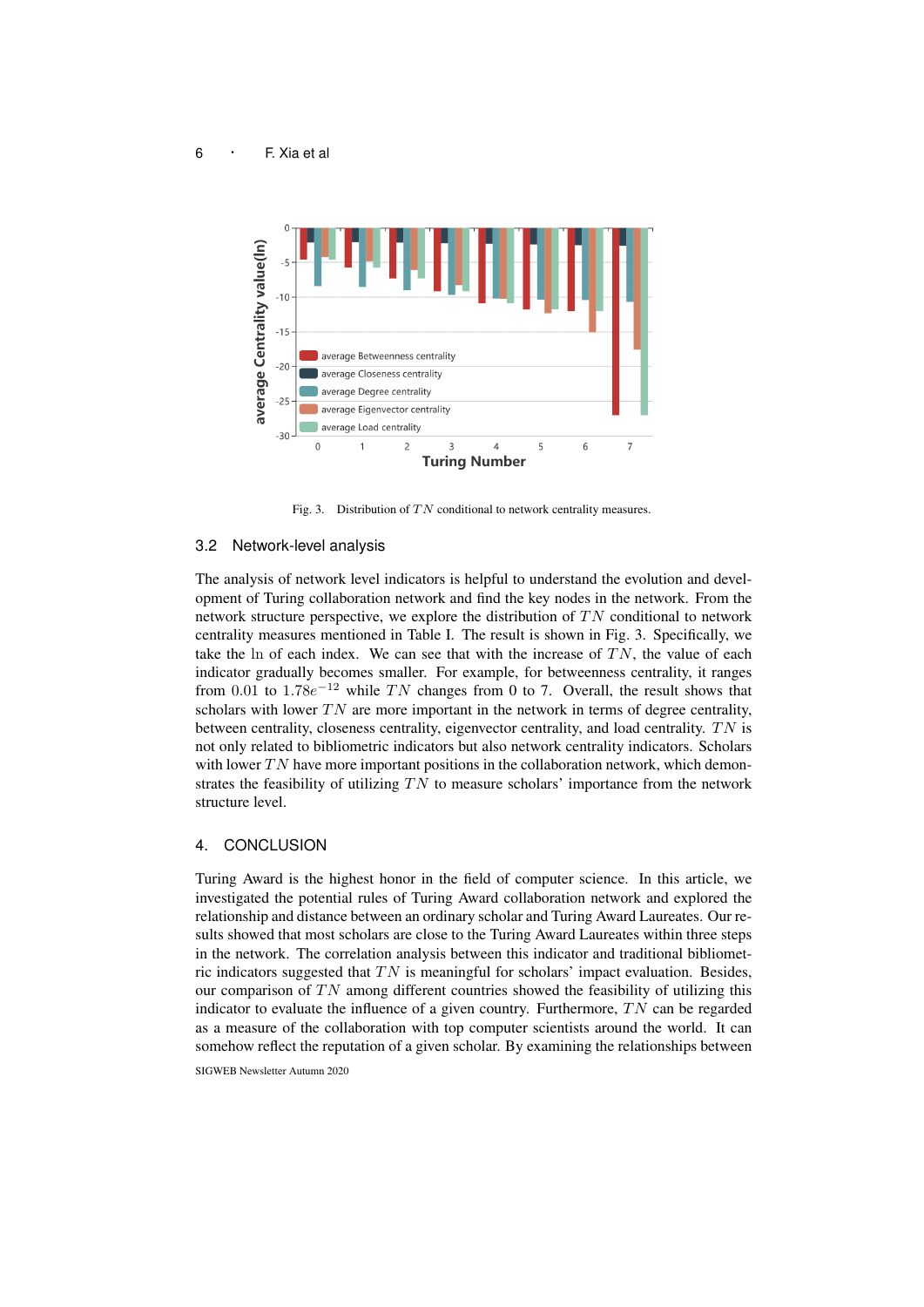Fig. 3. Distribution of $TN$ conditional to network centrality measures.

### 3.2 Network-level analysis

The analysis of network level indicators is helpful to understand the evolution and development of Turing collaboration network and find the key nodes in the network. From the network structure perspective, we explore the distribution of $TN$ conditional to network centrality measures mentioned in Table I. The result is shown in Fig. 3. Specifically, we take the $\ln$ of each index. We can see that with the increase of $TN$, the value of each indicator gradually becomes smaller. For example, for betweenness centrality, it ranges from $0.01$ to $1.78e^{-12}$ while $TN$ changes from 0 to 7. Overall, the result shows that scholars with lower $TN$ are more important in the network in terms of degree centrality, between centrality, closeness centrality, eigenvector centrality, and load centrality. $TN$ is not only related to bibliometric indicators but also network centrality indicators. Scholars with lower $TN$ have more important positions in the collaboration network, which demonstrates the feasibility of utilizing $TN$ to measure scholars' importance from the network structure level.

## 4. CONCLUSION

Turing Award is the highest honor in the field of computer science. In this article, we investigated the potential rules of Turing Award collaboration network and explored the relationship and distance between an ordinary scholar and Turing Award Laureates. Our results showed that most scholars are close to the Turing Award Laureates within three steps in the network. The correlation analysis between this indicator and traditional bibliometric indicators suggested that $TN$ is meaningful for scholars' impact evaluation. Besides, our comparison of $TN$ among different countries showed the feasibility of utilizing this indicator to evaluate the influence of a given country. Furthermore, $TN$ can be regarded as a measure of the collaboration with top computer scientists around the world. It can somehow reflect the reputation of a given scholar. By examining the relationships between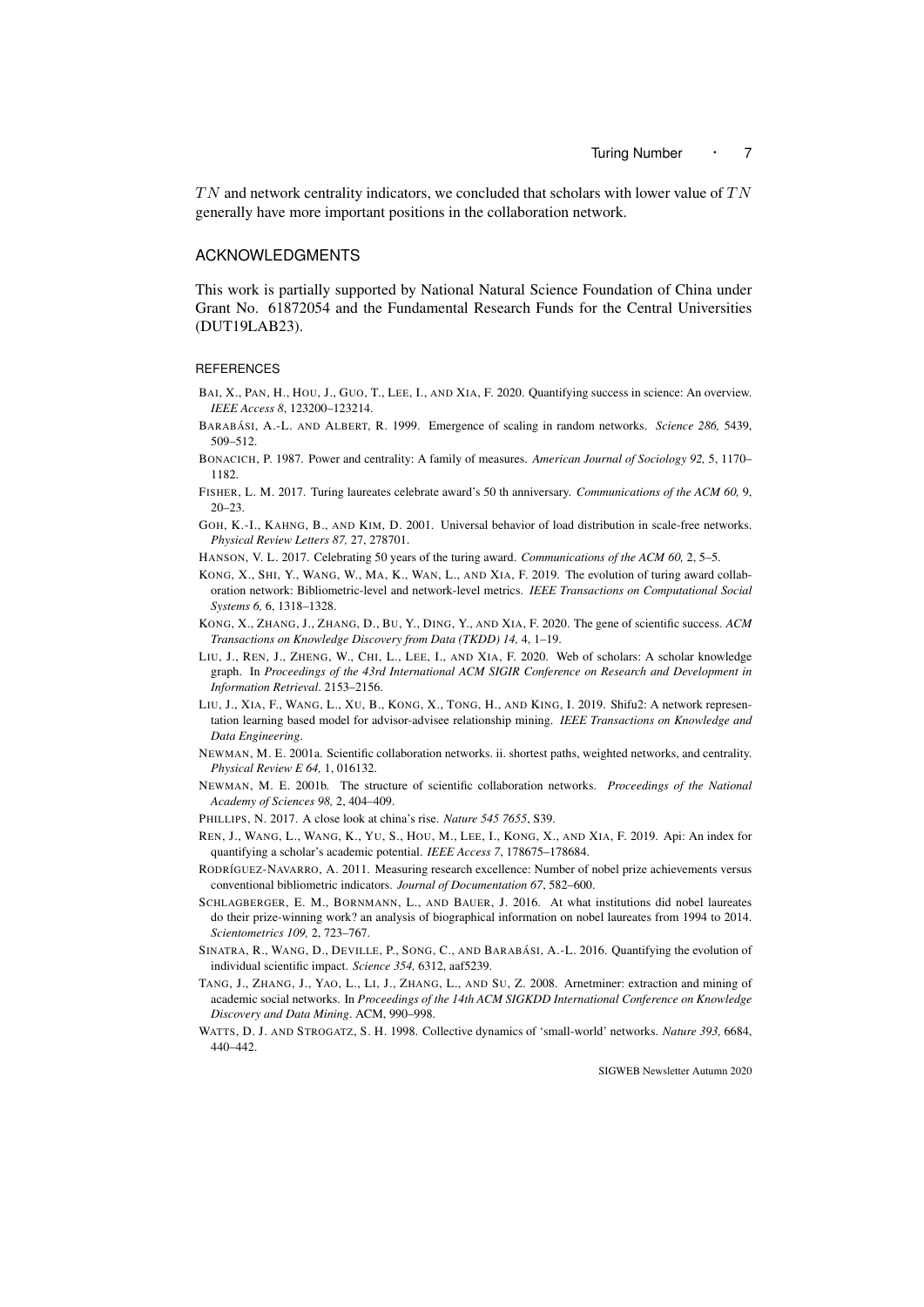$TN$ and network centrality indicators, we concluded that scholars with lower value of $TN$ generally have more important positions in the collaboration network.

## ACKNOWLEDGMENTS

This work is partially supported by National Natural Science Foundation of China under Grant No. 61872054 and the Fundamental Research Funds for the Central Universities (DUT19LAB23).

### REFERENCES

BAI, X., PAN, H., HOU, J., GUO, T., LEE, I., AND XIA, F. 2020. Quantifying success in science: An overview. *IEEE Access 8*, 123200–123214.

BARABÁSI, A.-L. AND ALBERT, R. 1999. Emergence of scaling in random networks. *Science 286,* 5439, 509–512.

BONACICH, P. 1987. Power and centrality: A family of measures. *American Journal of Sociology 92,* 5, 1170–1182.

FISHER, L. M. 2017. Turing laureates celebrate award's 50 th anniversary. *Communications of the ACM 60,* 9, 20–23.

GOH, K.-I., KAHNG, B., AND KIM, D. 2001. Universal behavior of load distribution in scale-free networks. *Physical Review Letters 87,* 27, 278701.

HANSON, V. L. 2017. Celebrating 50 years of the turing award. *Communications of the ACM 60,* 2, 5–5.

KONG, X., SHI, Y., WANG, W., MA, K., WAN, L., AND XIA, F. 2019. The evolution of turing award collaboration network: Bibliometric-level and network-level metrics. *IEEE Transactions on Computational Social Systems 6,* 6, 1318–1328.

KONG, X., ZHANG, J., ZHANG, D., BU, Y., DING, Y., AND XIA, F. 2020. The gene of scientific success. *ACM Transactions on Knowledge Discovery from Data (TKDD) 14,* 4, 1–19.

LIU, J., REN, J., ZHENG, W., CHI, L., LEE, I., AND XIA, F. 2020. Web of scholars: A scholar knowledge graph. In *Proceedings of the 43rd International ACM SIGIR Conference on Research and Development in Information Retrieval*. 2153–2156.

LIU, J., XIA, F., WANG, L., XU, B., KONG, X., TONG, H., AND KING, I. 2019. Shifu2: A network representation learning based model for advisor-advisee relationship mining. *IEEE Transactions on Knowledge and Data Engineering*.

NEWMAN, M. E. 2001a. Scientific collaboration networks. ii. shortest paths, weighted networks, and centrality. *Physical Review E 64,* 1, 016132.

NEWMAN, M. E. 2001b. The structure of scientific collaboration networks. *Proceedings of the National Academy of Sciences 98,* 2, 404–409.

PHILLIPS, N. 2017. A close look at china's rise. *Nature 545 7655*, S39.

REN, J., WANG, L., WANG, K., YU, S., HOU, M., LEE, I., KONG, X., AND XIA, F. 2019. Api: An index for quantifying a scholar's academic potential. *IEEE Access 7*, 178675–178684.

RODRÍGUEZ-NAVARRO, A. 2011. Measuring research excellence: Number of nobel prize achievements versus conventional bibliometric indicators. *Journal of Documentation 67*, 582–600.

SCHLAGBERGER, E. M., BORNMANN, L., AND BAUER, J. 2016. At what institutions did nobel laureates do their prize-winning work? an analysis of biographical information on nobel laureates from 1994 to 2014. *Scientometrics 109,* 2, 723–767.

SINATRA, R., WANG, D., DEVILLE, P., SONG, C., AND BARABÁSI, A.-L. 2016. Quantifying the evolution of individual scientific impact. *Science 354,* 6312, aaf5239.

TANG, J., ZHANG, J., YAO, L., LI, J., ZHANG, L., AND SU, Z. 2008. Arnetminer: extraction and mining of academic social networks. In *Proceedings of the 14th ACM SIGKDD International Conference on Knowledge Discovery and Data Mining*. ACM, 990–998.

WATTS, D. J. AND STROGATZ, S. H. 1998. Collective dynamics of 'small-world' networks. *Nature 393,* 6684, 440–442.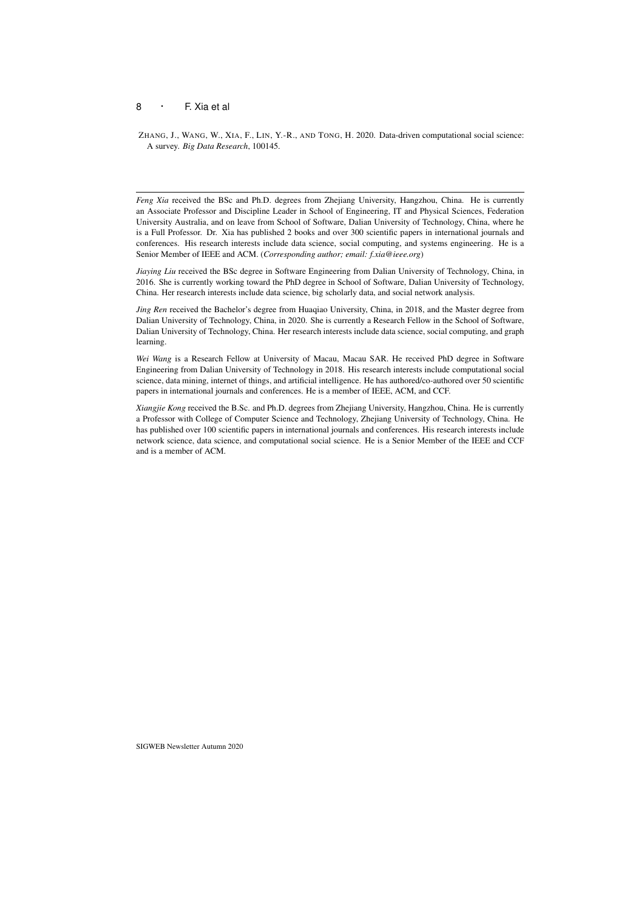Zhang, J., Wang, W., Xia, F., Lin, Y.-R., and Tong, H. 2020. Data-driven computational social science: A survey. *Big Data Research*, 100145.

---

*Feng Xia* received the BSc and Ph.D. degrees from Zhejiang University, Hangzhou, China. He is currently an Associate Professor and Discipline Leader in School of Engineering, IT and Physical Sciences, Federation University Australia, and on leave from School of Software, Dalian University of Technology, China, where he is a Full Professor. Dr. Xia has published 2 books and over 300 scientific papers in international journals and conferences. His research interests include data science, social computing, and systems engineering. He is a Senior Member of IEEE and ACM. (*Corresponding author; email: f.xia@ieee.org*)

*Jiaying Liu* received the BSc degree in Software Engineering from Dalian University of Technology, China, in 2016. She is currently working toward the PhD degree in School of Software, Dalian University of Technology, China. Her research interests include data science, big scholarly data, and social network analysis.

*Jing Ren* received the Bachelor's degree from Huaqiao University, China, in 2018, and the Master degree from Dalian University of Technology, China, in 2020. She is currently a Research Fellow in the School of Software, Dalian University of Technology, China. Her research interests include data science, social computing, and graph learning.

*Wei Wang* is a Research Fellow at University of Macau, Macau SAR. He received PhD degree in Software Engineering from Dalian University of Technology in 2018. His research interests include computational social science, data mining, internet of things, and artificial intelligence. He has authored/co-authored over 50 scientific papers in international journals and conferences. He is a member of IEEE, ACM, and CCF.

*Xiangjie Kong* received the B.Sc. and Ph.D. degrees from Zhejiang University, Hangzhou, China. He is currently a Professor with College of Computer Science and Technology, Zhejiang University of Technology, China. He has published over 100 scientific papers in international journals and conferences. His research interests include network science, data science, and computational social science. He is a Senior Member of the IEEE and CCF and is a member of ACM.